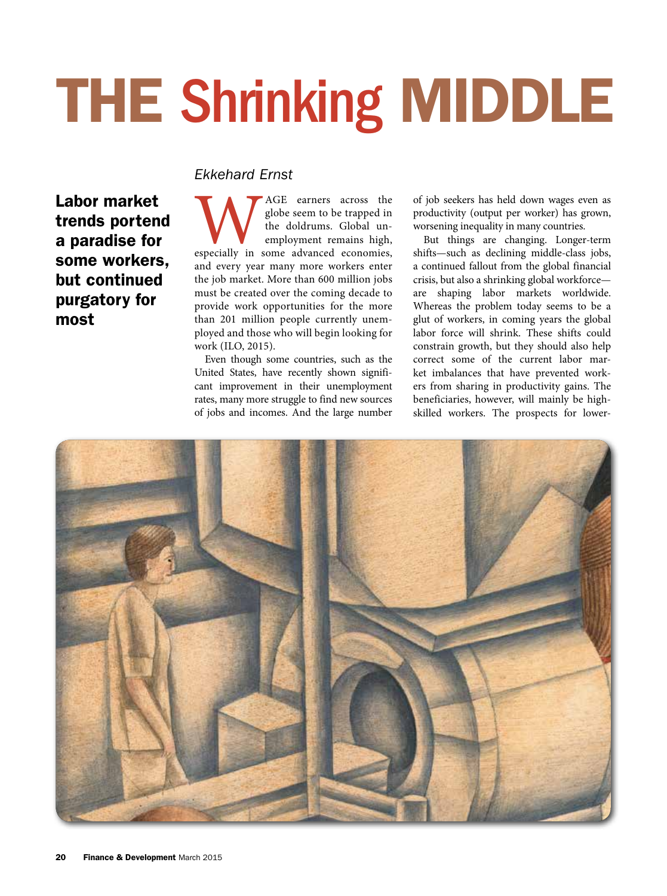# THE Shrinking MIDDLE

**Labor market trends portend a paradise for some workers, but continued purgatory for most**

*Ekkehard Ernst*

WAGE earners across the globe seem to be trapped in the doldrums. Global unemployment remains high, especially in some advanced economies, and every year many more workers enter the job market. More than 600 million jobs must be created over the coming decade to provide work opportunities for the more than 201 million people currently unemployed and those who will begin looking for work (ILO, 2015).

Even though some countries, such as the United States, have recently shown significant improvement in their unemployment rates, many more struggle to find new sources of jobs and incomes. And the large number of job seekers has held down wages even as productivity (output per worker) has grown, worsening inequality in many countries.

But things are changing. Longer-term shifts—such as declining middle-class jobs, a continued fallout from the global financial crisis, but also a shrinking global workforce—are shaping labor markets worldwide. Whereas the problem today seems to be a glut of workers, in coming years the global labor force will shrink. These shifts could constrain growth, but they should also help correct some of the current labor market imbalances that have prevented workers from sharing in productivity gains. The beneficiaries, however, will mainly be high-skilled workers. The prospects for lower-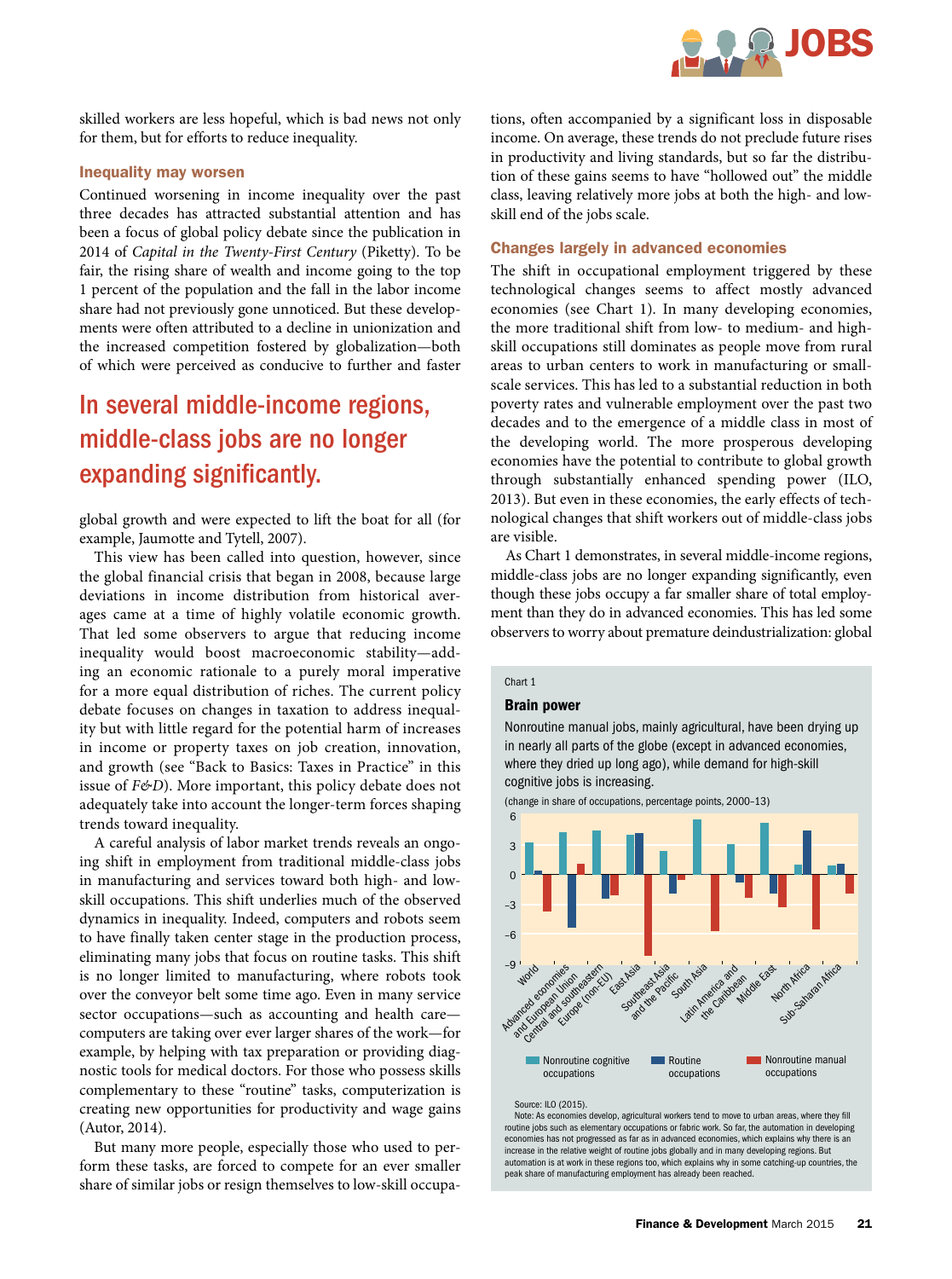skilled workers are less hopeful, which is bad news not only for them, but for efforts to reduce inequality.

### Inequality may worsen

Continued worsening in income inequality over the past three decades has attracted substantial attention and has been a focus of global policy debate since the publication in 2014 of *Capital in the Twenty-First Century* (Piketty). To be fair, the rising share of wealth and income going to the top 1 percent of the population and the fall in the labor income share had not previously gone unnoticed. But these developments were often attributed to a decline in unionization and the increased competition fostered by globalization—both of which were perceived as conducive to further and faster global growth and were expected to lift the boat for all (for example, Jaumotte and Tytell, 2007).

> In several middle-income regions, middle-class jobs are no longer expanding significantly.

This view has been called into question, however, since the global financial crisis that began in 2008, because large deviations in income distribution from historical averages came at a time of highly volatile economic growth. That led some observers to argue that reducing income inequality would boost macroeconomic stability—adding an economic rationale to a purely moral imperative for a more equal distribution of riches. The current policy debate focuses on changes in taxation to address inequality but with little regard for the potential harm of increases in income or property taxes on job creation, innovation, and growth (see "Back to Basics: Taxes in Practice" in this issue of *F&D*). More important, this policy debate does not adequately take into account the longer-term forces shaping trends toward inequality.

A careful analysis of labor market trends reveals an ongoing shift in employment from traditional middle-class jobs in manufacturing and services toward both high- and low-skill occupations. This shift underlies much of the observed dynamics in inequality. Indeed, computers and robots seem to have finally taken center stage in the production process, eliminating many jobs that focus on routine tasks. This shift is no longer limited to manufacturing, where robots took over the conveyor belt some time ago. Even in many service sector occupations—such as accounting and health care—computers are taking over ever larger shares of the work—for example, by helping with tax preparation or providing diagnostic tools for medical doctors. For those who possess skills complementary to these "routine" tasks, computerization is creating new opportunities for productivity and wage gains (Autor, 2014).

But many more people, especially those who used to perform these tasks, are forced to compete for an ever smaller share of similar jobs or resign themselves to low-skill occupations, often accompanied by a significant loss in disposable income. On average, these trends do not preclude future rises in productivity and living standards, but so far the distribution of these gains seems to have "hollowed out" the middle class, leaving relatively more jobs at both the high- and low-skill end of the jobs scale.

### Changes largely in advanced economies

The shift in occupational employment triggered by these technological changes seems to affect mostly advanced economies (see Chart 1). In many developing economies, the more traditional shift from low- to medium- and high-skill occupations still dominates as people move from rural areas to urban centers to work in manufacturing or small-scale services. This has led to a substantial reduction in both poverty rates and vulnerable employment over the past two decades and to the emergence of a middle class in most of the developing world. The more prosperous developing economies have the potential to contribute to global growth through substantially enhanced spending power (ILO, 2013). But even in these economies, the early effects of technological changes that shift workers out of middle-class jobs are visible.

As Chart 1 demonstrates, in several middle-income regions, middle-class jobs are no longer expanding significantly, even though these jobs occupy a far smaller share of total employment than they do in advanced economies. This has led some observers to worry about premature deindustrialization: global

Chart 1

**Brain power**

Nonroutine manual jobs, mainly agricultural, have been drying up in nearly all parts of the globe (except in advanced economies, where they dried up long ago), while demand for high-skill cognitive jobs is increasing.

(change in share of occupations, percentage points, 2000–13)

Regions: World; Advanced economies and European Union; Central and southeastern Europe (non-EU); East Asia; Southeast Asia and the Pacific; South Asia; Latin America and the Caribbean; Middle East; North Africa; Sub-Saharan Africa

Legend: Nonroutine cognitive occupations; Routine occupations; Nonroutine manual occupations

Source: ILO (2015).

Note: As economies develop, agricultural workers tend to move to urban areas, where they fill routine jobs such as elementary occupations or fabric work. So far, the automation in developing economies has not progressed as far as in advanced economies, which explains why there is an increase in the relative weight of routine jobs globally and in many developing regions. But automation is at work in these regions too, which explains why in some catching-up countries, the peak share of manufacturing employment has already been reached.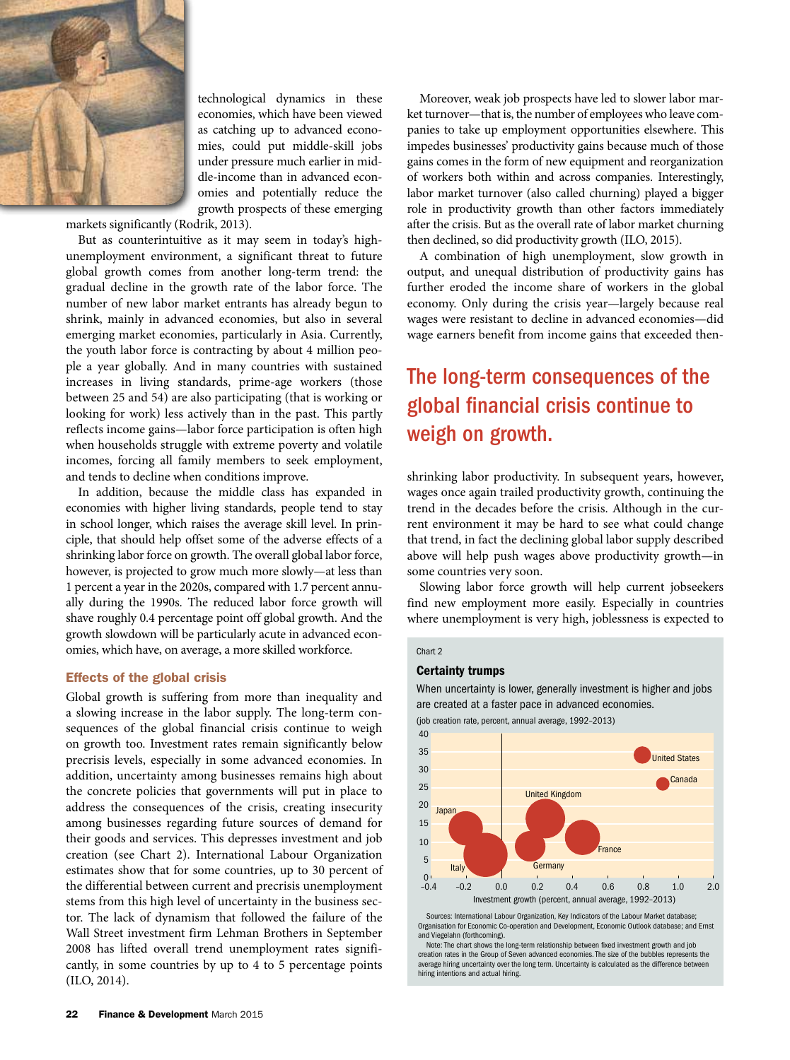technological dynamics in these economies, which have been viewed as catching up to advanced economies, could put middle-skill jobs under pressure much earlier in middle-income than in advanced economies and potentially reduce the growth prospects of these emerging markets significantly (Rodrik, 2013).

But as counterintuitive as it may seem in today's high-unemployment environment, a significant threat to future global growth comes from another long-term trend: the gradual decline in the growth rate of the labor force. The number of new labor market entrants has already begun to shrink, mainly in advanced economies, but also in several emerging market economies, particularly in Asia. Currently, the youth labor force is contracting by about 4 million people a year globally. And in many countries with sustained increases in living standards, prime-age workers (those between 25 and 54) are also participating (that is working or looking for work) less actively than in the past. This partly reflects income gains—labor force participation is often high when households struggle with extreme poverty and volatile incomes, forcing all family members to seek employment, and tends to decline when conditions improve.

In addition, because the middle class has expanded in economies with higher living standards, people tend to stay in school longer, which raises the average skill level. In principle, that should help offset some of the adverse effects of a shrinking labor force on growth. The overall global labor force, however, is projected to grow much more slowly—at less than 1 percent a year in the 2020s, compared with 1.7 percent annually during the 1990s. The reduced labor force growth will shave roughly 0.4 percentage point off global growth. And the growth slowdown will be particularly acute in advanced economies, which have, on average, a more skilled workforce.

### Effects of the global crisis

Global growth is suffering from more than inequality and a slowing increase in the labor supply. The long-term consequences of the global financial crisis continue to weigh on growth too. Investment rates remain significantly below precrisis levels, especially in some advanced economies. In addition, uncertainty among businesses remains high about the concrete policies that governments will put in place to address the consequences of the crisis, creating insecurity among businesses regarding future sources of demand for their goods and services. This depresses investment and job creation (see Chart 2). International Labour Organization estimates show that for some countries, up to 30 percent of the differential between current and precrisis unemployment stems from this high level of uncertainty in the business sector. The lack of dynamism that followed the failure of the Wall Street investment firm Lehman Brothers in September 2008 has lifted overall trend unemployment rates significantly, in some countries by up to 4 to 5 percentage points (ILO, 2014).

Moreover, weak job prospects have led to slower labor market turnover—that is, the number of employees who leave companies to take up employment opportunities elsewhere. This impedes businesses' productivity gains because much of those gains comes in the form of new equipment and reorganization of workers both within and across companies. Interestingly, labor market turnover (also called churning) played a bigger role in productivity growth than other factors immediately after the crisis. But as the overall rate of labor market churning then declined, so did productivity growth (ILO, 2015).

A combination of high unemployment, slow growth in output, and unequal distribution of productivity gains has further eroded the income share of workers in the global economy. Only during the crisis year—largely because real wages were resistant to decline in advanced economies—did wage earners benefit from income gains that exceeded then-shrinking labor productivity. In subsequent years, however, wages once again trailed productivity growth, continuing the trend in the decades before the crisis. Although in the current environment it may be hard to see what could change that trend, in fact the declining global labor supply described above will help push wages above productivity growth—in some countries very soon.

## The long-term consequences of the global financial crisis continue to weigh on growth.

Slowing labor force growth will help current jobseekers find new employment more easily. Especially in countries where unemployment is very high, joblessness is expected to

Chart 2

**Certainty trumps**

When uncertainty is lower, generally investment is higher and jobs are created at a faster pace in advanced economies.

(job creation rate, percent, annual average, 1992–2013)

Investment growth (percent, annual average, 1992–2013)

Sources: International Labour Organization, Key Indicators of the Labour Market database; Organisation for Economic Co-operation and Development, Economic Outlook database; and Ernst and Viegelahn (forthcoming).

Note: The chart shows the long-term relationship between fixed investment growth and job creation rates in the Group of Seven advanced economies. The size of the bubbles represents the average hiring uncertainty over the long term. Uncertainty is calculated as the difference between hiring intentions and actual hiring.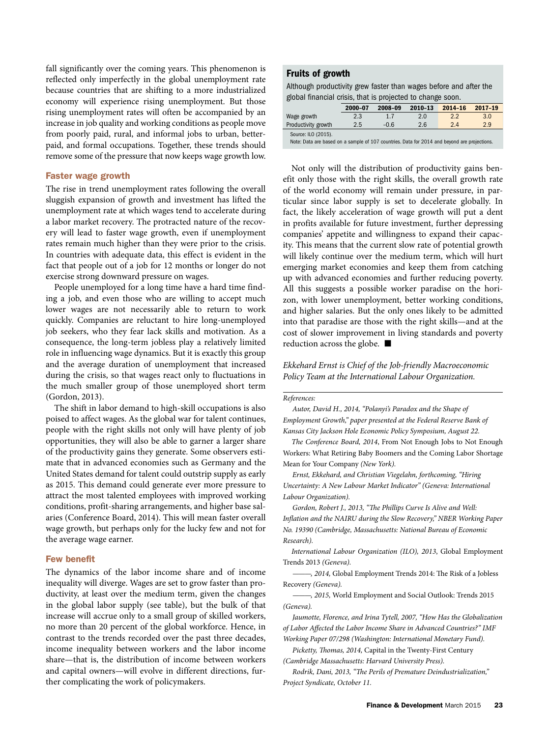fall significantly over the coming years. This phenomenon is reflected only imperfectly in the global unemployment rate because countries that are shifting to a more industrialized economy will experience rising unemployment. But those rising unemployment rates will often be accompanied by an increase in job quality and working conditions as people move from poorly paid, rural, and informal jobs to urban, better-paid, and formal occupations. Together, these trends should remove some of the pressure that now keeps wage growth low.

## Faster wage growth

The rise in trend unemployment rates following the overall sluggish expansion of growth and investment has lifted the unemployment rate at which wages tend to accelerate during a labor market recovery. The protracted nature of the recovery will lead to faster wage growth, even if unemployment rates remain much higher than they were prior to the crisis. In countries with adequate data, this effect is evident in the fact that people out of a job for 12 months or longer do not exercise strong downward pressure on wages.

People unemployed for a long time have a hard time finding a job, and even those who are willing to accept much lower wages are not necessarily able to return to work quickly. Companies are reluctant to hire long-unemployed job seekers, who they fear lack skills and motivation. As a consequence, the long-term jobless play a relatively limited role in influencing wage dynamics. But it is exactly this group and the average duration of unemployment that increased during the crisis, so that wages react only to fluctuations in the much smaller group of those unemployed short term (Gordon, 2013).

The shift in labor demand to high-skill occupations is also poised to affect wages. As the global war for talent continues, people with the right skills not only will have plenty of job opportunities, they will also be able to garner a larger share of the productivity gains they generate. Some observers estimate that in advanced economies such as Germany and the United States demand for talent could outstrip supply as early as 2015. This demand could generate ever more pressure to attract the most talented employees with improved working conditions, profit-sharing arrangements, and higher base salaries (Conference Board, 2014). This will mean faster overall wage growth, but perhaps only for the lucky few and not for the average wage earner.

## Few benefit

The dynamics of the labor income share and of income inequality will diverge. Wages are set to grow faster than productivity, at least over the medium term, given the changes in the global labor supply (see table), but the bulk of that increase will accrue only to a small group of skilled workers, no more than 20 percent of the global workforce. Hence, in contrast to the trends recorded over the past three decades, income inequality between workers and the labor income share—that is, the distribution of income between workers and capital owners—will evolve in different directions, further complicating the work of policymakers.

### Fruits of growth

Although productivity grew faster than wages before and after the global financial crisis, that is projected to change soon.

| | 2000–07 | 2008–09 | 2010–13 | 2014–16 | 2017–19 |
|---|---|---|---|---|---|
| Wage growth | 2.3 | 1.7 | 2.0 | 2.2 | 3.0 |
| Productivity growth | 2.5 | −0.6 | 2.6 | 2.4 | 2.9 |

Source: ILO (2015).
Note: Data are based on a sample of 107 countries. Data for 2014 and beyond are projections.

Not only will the distribution of productivity gains benefit only those with the right skills, the overall growth rate of the world economy will remain under pressure, in particular since labor supply is set to decelerate globally. In fact, the likely acceleration of wage growth will put a dent in profits available for future investment, further depressing companies' appetite and willingness to expand their capacity. This means that the current slow rate of potential growth will likely continue over the medium term, which will hurt emerging market economies and keep them from catching up with advanced economies and further reducing poverty. All this suggests a possible worker paradise on the horizon, with lower unemployment, better working conditions, and higher salaries. But the only ones likely to be admitted into that paradise are those with the right skills—and at the cost of slower improvement in living standards and poverty reduction across the globe. ■

*Ekkehard Ernst is Chief of the Job-friendly Macroeconomic Policy Team at the International Labour Organization.*

*References:*

Autor, David H., 2014, "Polanyi's Paradox and the Shape of Employment Growth," paper presented at the Federal Reserve Bank of Kansas City Jackson Hole Economic Policy Symposium, August 22.

The Conference Board, 2014, From Not Enough Jobs to Not Enough Workers: What Retiring Baby Boomers and the Coming Labor Shortage Mean for Your Company (New York).

Ernst, Ekkehard, and Christian Viegelahn, forthcoming, "Hiring Uncertainty: A New Labour Market Indicator" (Geneva: International Labour Organization).

Gordon, Robert J., 2013, "The Phillips Curve Is Alive and Well: Inflation and the NAIRU during the Slow Recovery," NBER Working Paper No. 19390 (Cambridge, Massachusetts: National Bureau of Economic Research).

International Labour Organization (ILO), 2013, Global Employment Trends 2013 (Geneva).

———, 2014, Global Employment Trends 2014: The Risk of a Jobless Recovery (Geneva).

———, 2015, World Employment and Social Outlook: Trends 2015 (Geneva).

Jaumotte, Florence, and Irina Tytell, 2007, "How Has the Globalization of Labor Affected the Labor Income Share in Advanced Countries?" IMF Working Paper 07/298 (Washington: International Monetary Fund).

Picketty, Thomas, 2014, Capital in the Twenty-First Century (Cambridge Massachusetts: Harvard University Press).

Rodrik, Dani, 2013, "The Perils of Premature Deindustrialization," Project Syndicate, October 11.